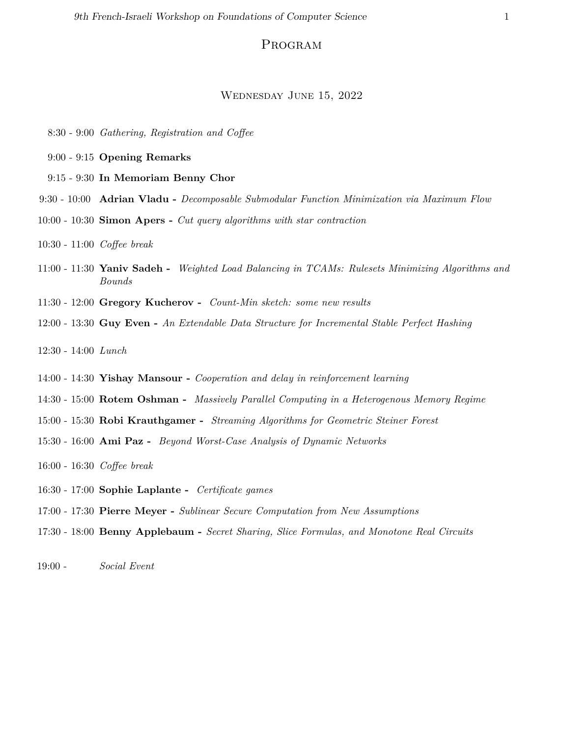# Program

## Wednesday June 15, 2022

8:30 - 9:00 *Gathering, Registration and Coffee*

9:00 - 9:15 **Opening Remarks**

9:15 - 9:30 **In Memoriam Benny Chor**

9:30 - 10:00 **Adrian Vladu -** *Decomposable Submodular Function Minimization via Maximum Flow*

10:00 - 10:30 **Simon Apers -** *Cut query algorithms with star contraction*

10:30 - 11:00 *Coffee break*

11:00 - 11:30 **Yaniv Sadeh -** *Weighted Load Balancing in TCAMs: Rulesets Minimizing Algorithms and Bounds*

11:30 - 12:00 **Gregory Kucherov -** *Count-Min sketch: some new results*

12:00 - 13:30 **Guy Even -** *An Extendable Data Structure for Incremental Stable Perfect Hashing*

12:30 - 14:00 *Lunch*

14:00 - 14:30 **Yishay Mansour -** *Cooperation and delay in reinforcement learning*

14:30 - 15:00 **Rotem Oshman -** *Massively Parallel Computing in a Heterogenous Memory Regime*

15:00 - 15:30 **Robi Krauthgamer -** *Streaming Algorithms for Geometric Steiner Forest*

15:30 - 16:00 **Ami Paz -** *Beyond Worst-Case Analysis of Dynamic Networks*

16:00 - 16:30 *Coffee break*

16:30 - 17:00 **Sophie Laplante -** *Certificate games*

17:00 - 17:30 **Pierre Meyer -** *Sublinear Secure Computation from New Assumptions*

17:30 - 18:00 **Benny Applebaum -** *Secret Sharing, Slice Formulas, and Monotone Real Circuits*

19:00 - *Social Event*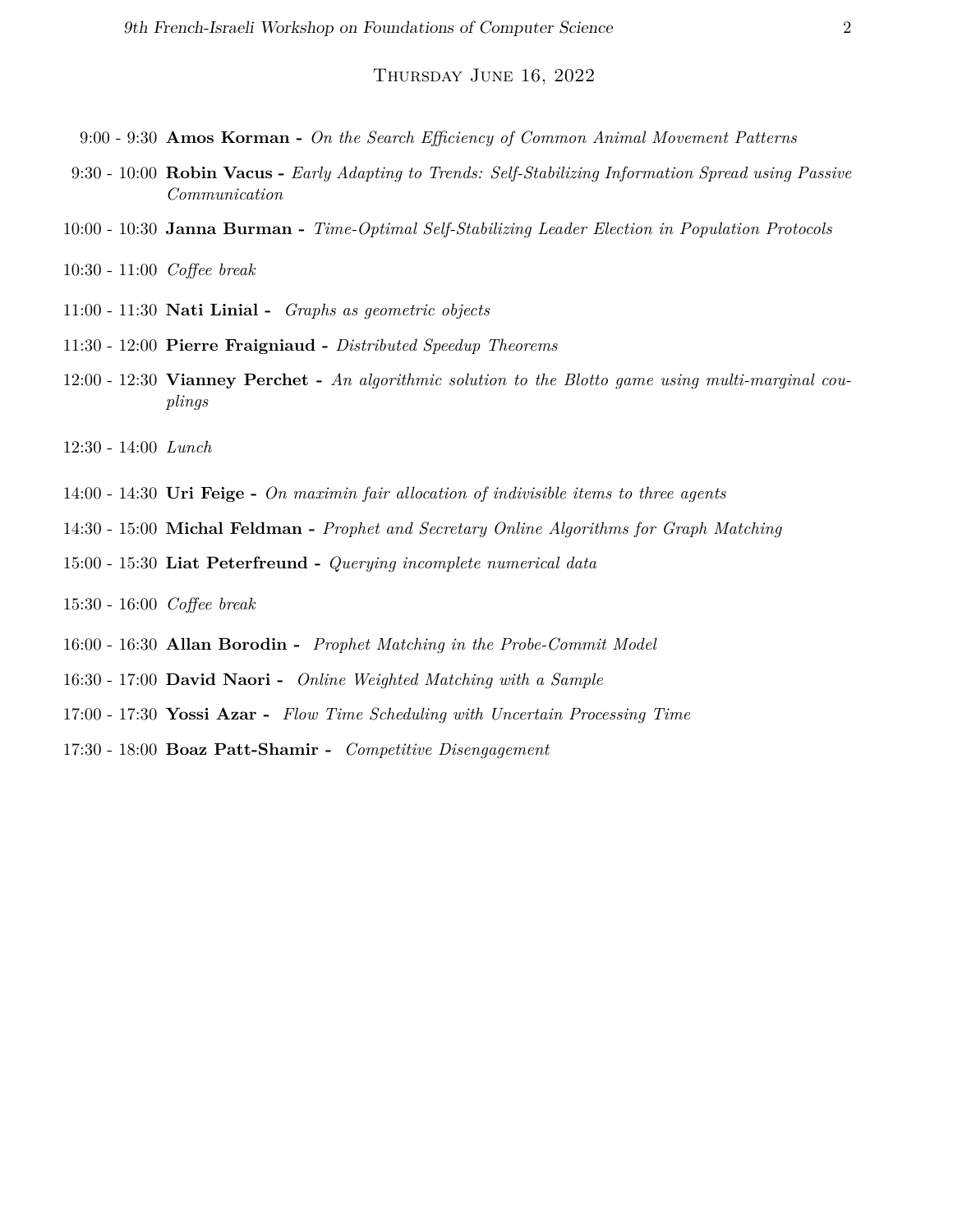## Thursday June 16, 2022

9:00 - 9:30 **Amos Korman -** *On the Search Efficiency of Common Animal Movement Patterns*

9:30 - 10:00 **Robin Vacus -** *Early Adapting to Trends: Self-Stabilizing Information Spread using Passive Communication*

10:00 - 10:30 **Janna Burman -** *Time-Optimal Self-Stabilizing Leader Election in Population Protocols*

10:30 - 11:00 *Coffee break*

11:00 - 11:30 **Nati Linial -** *Graphs as geometric objects*

11:30 - 12:00 **Pierre Fraigniaud -** *Distributed Speedup Theorems*

12:00 - 12:30 **Vianney Perchet -** *An algorithmic solution to the Blotto game using multi-marginal couplings*

12:30 - 14:00 *Lunch*

14:00 - 14:30 **Uri Feige -** *On maximin fair allocation of indivisible items to three agents*

14:30 - 15:00 **Michal Feldman -** *Prophet and Secretary Online Algorithms for Graph Matching*

15:00 - 15:30 **Liat Peterfreund -** *Querying incomplete numerical data*

15:30 - 16:00 *Coffee break*

16:00 - 16:30 **Allan Borodin -** *Prophet Matching in the Probe-Commit Model*

16:30 - 17:00 **David Naori -** *Online Weighted Matching with a Sample*

17:00 - 17:30 **Yossi Azar -** *Flow Time Scheduling with Uncertain Processing Time*

17:30 - 18:00 **Boaz Patt-Shamir -** *Competitive Disengagement*